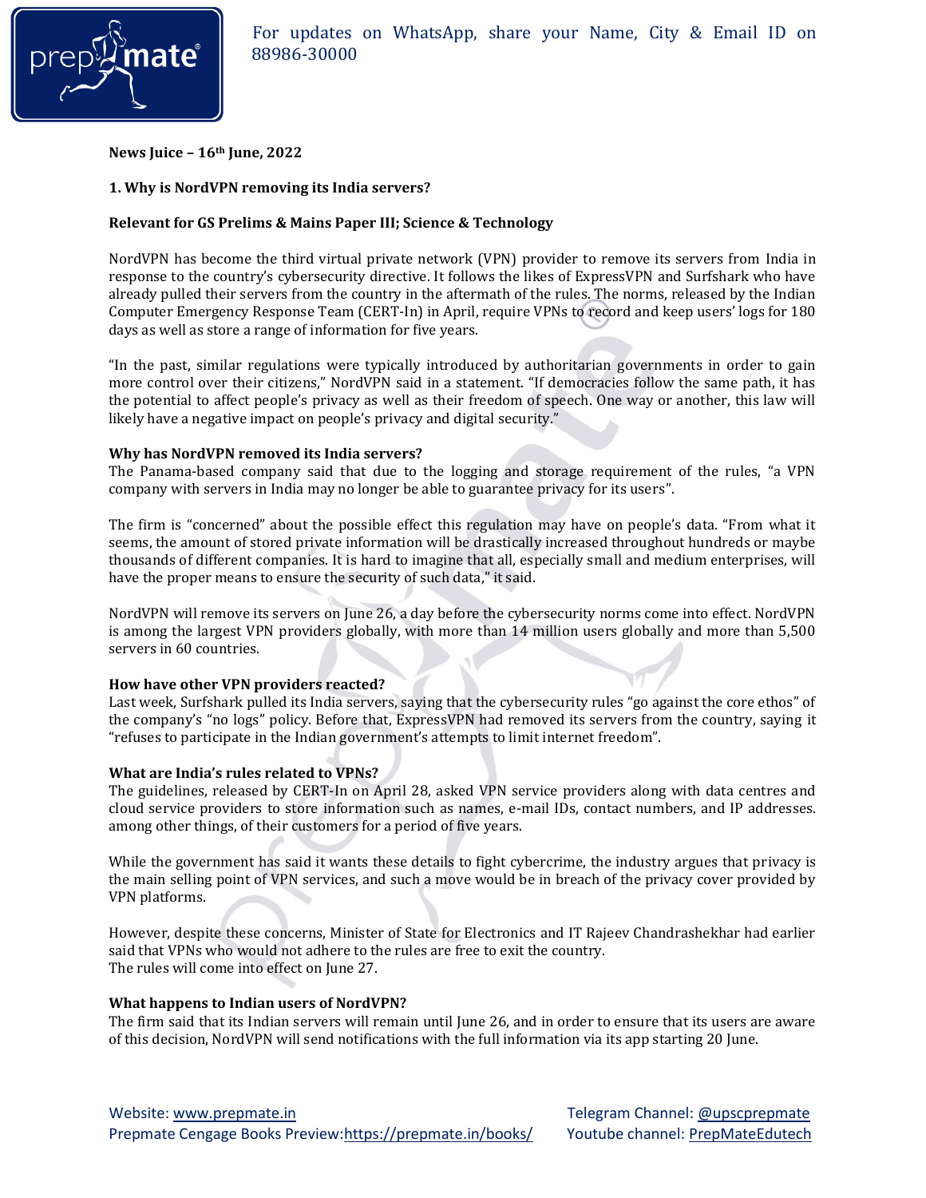**News Juice – 16th June, 2022**

## 1. Why is NordVPN removing its India servers?

**Relevant for GS Prelims & Mains Paper III; Science & Technology**

NordVPN has become the third virtual private network (VPN) provider to remove its servers from India in response to the country's cybersecurity directive. It follows the likes of ExpressVPN and Surfshark who have already pulled their servers from the country in the aftermath of the rules. The norms, released by the Indian Computer Emergency Response Team (CERT-In) in April, require VPNs to record and keep users' logs for 180 days as well as store a range of information for five years.

"In the past, similar regulations were typically introduced by authoritarian governments in order to gain more control over their citizens," NordVPN said in a statement. "If democracies follow the same path, it has the potential to affect people's privacy as well as their freedom of speech. One way or another, this law will likely have a negative impact on people's privacy and digital security."

**Why has NordVPN removed its India servers?**

The Panama-based company said that due to the logging and storage requirement of the rules, "a VPN company with servers in India may no longer be able to guarantee privacy for its users".

The firm is "concerned" about the possible effect this regulation may have on people's data. "From what it seems, the amount of stored private information will be drastically increased throughout hundreds or maybe thousands of different companies. It is hard to imagine that all, especially small and medium enterprises, will have the proper means to ensure the security of such data," it said.

NordVPN will remove its servers on June 26, a day before the cybersecurity norms come into effect. NordVPN is among the largest VPN providers globally, with more than 14 million users globally and more than 5,500 servers in 60 countries.

**How have other VPN providers reacted?**

Last week, Surfshark pulled its India servers, saying that the cybersecurity rules "go against the core ethos" of the company's "no logs" policy. Before that, ExpressVPN had removed its servers from the country, saying it "refuses to participate in the Indian government's attempts to limit internet freedom".

**What are India's rules related to VPNs?**

The guidelines, released by CERT-In on April 28, asked VPN service providers along with data centres and cloud service providers to store information such as names, e-mail IDs, contact numbers, and IP addresses. among other things, of their customers for a period of five years.

While the government has said it wants these details to fight cybercrime, the industry argues that privacy is the main selling point of VPN services, and such a move would be in breach of the privacy cover provided by VPN platforms.

However, despite these concerns, Minister of State for Electronics and IT Rajeev Chandrashekhar had earlier said that VPNs who would not adhere to the rules are free to exit the country.
The rules will come into effect on June 27.

**What happens to Indian users of NordVPN?**

The firm said that its Indian servers will remain until June 26, and in order to ensure that its users are aware of this decision, NordVPN will send notifications with the full information via its app starting 20 June.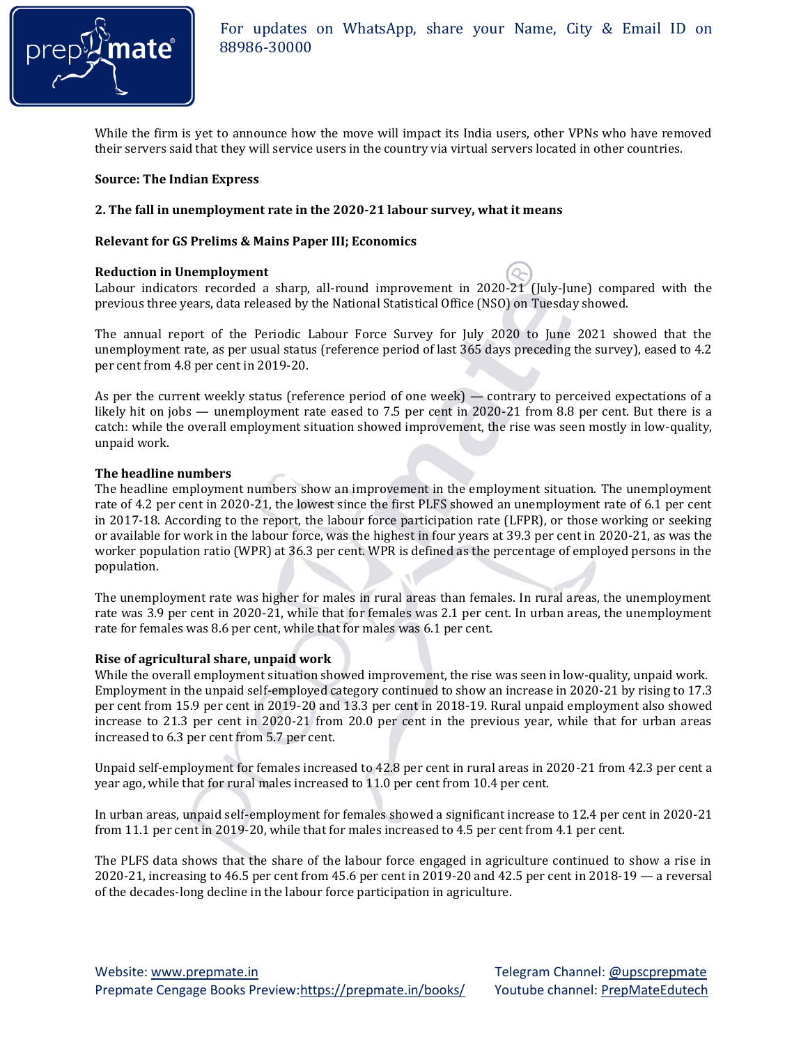While the firm is yet to announce how the move will impact its India users, other VPNs who have removed their servers said that they will service users in the country via virtual servers located in other countries.

**Source: The Indian Express**

**2. The fall in unemployment rate in the 2020-21 labour survey, what it means**

**Relevant for GS Prelims & Mains Paper III; Economics**

**Reduction in Unemployment**

Labour indicators recorded a sharp, all-round improvement in 2020-21 (July-June) compared with the previous three years, data released by the National Statistical Office (NSO) on Tuesday showed.

The annual report of the Periodic Labour Force Survey for July 2020 to June 2021 showed that the unemployment rate, as per usual status (reference period of last 365 days preceding the survey), eased to 4.2 per cent from 4.8 per cent in 2019-20.

As per the current weekly status (reference period of one week) — contrary to perceived expectations of a likely hit on jobs — unemployment rate eased to 7.5 per cent in 2020-21 from 8.8 per cent. But there is a catch: while the overall employment situation showed improvement, the rise was seen mostly in low-quality, unpaid work.

**The headline numbers**

The headline employment numbers show an improvement in the employment situation. The unemployment rate of 4.2 per cent in 2020-21, the lowest since the first PLFS showed an unemployment rate of 6.1 per cent in 2017-18. According to the report, the labour force participation rate (LFPR), or those working or seeking or available for work in the labour force, was the highest in four years at 39.3 per cent in 2020-21, as was the worker population ratio (WPR) at 36.3 per cent. WPR is defined as the percentage of employed persons in the population.

The unemployment rate was higher for males in rural areas than females. In rural areas, the unemployment rate was 3.9 per cent in 2020-21, while that for females was 2.1 per cent. In urban areas, the unemployment rate for females was 8.6 per cent, while that for males was 6.1 per cent.

**Rise of agricultural share, unpaid work**

While the overall employment situation showed improvement, the rise was seen in low-quality, unpaid work. Employment in the unpaid self-employed category continued to show an increase in 2020-21 by rising to 17.3 per cent from 15.9 per cent in 2019-20 and 13.3 per cent in 2018-19. Rural unpaid employment also showed increase to 21.3 per cent in 2020-21 from 20.0 per cent in the previous year, while that for urban areas increased to 6.3 per cent from 5.7 per cent.

Unpaid self-employment for females increased to 42.8 per cent in rural areas in 2020-21 from 42.3 per cent a year ago, while that for rural males increased to 11.0 per cent from 10.4 per cent.

In urban areas, unpaid self-employment for females showed a significant increase to 12.4 per cent in 2020-21 from 11.1 per cent in 2019-20, while that for males increased to 4.5 per cent from 4.1 per cent.

The PLFS data shows that the share of the labour force engaged in agriculture continued to show a rise in 2020-21, increasing to 46.5 per cent from 45.6 per cent in 2019-20 and 42.5 per cent in 2018-19 — a reversal of the decades-long decline in the labour force participation in agriculture.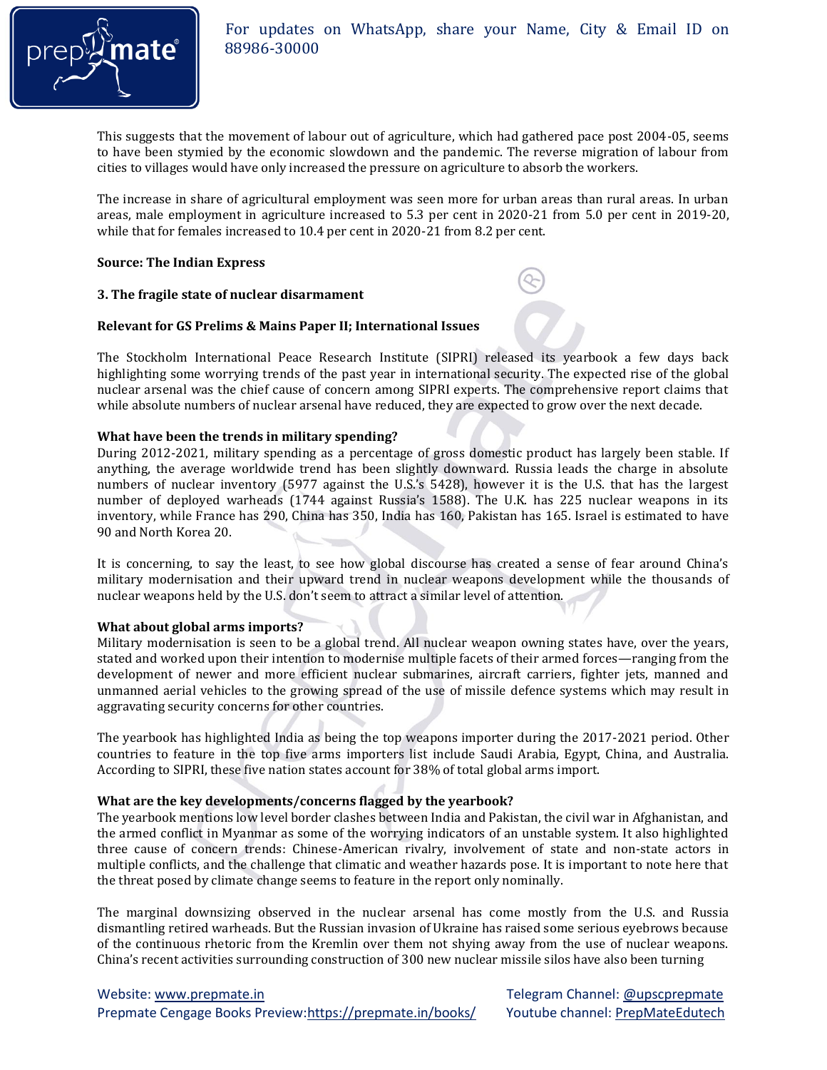This suggests that the movement of labour out of agriculture, which had gathered pace post 2004-05, seems to have been stymied by the economic slowdown and the pandemic. The reverse migration of labour from cities to villages would have only increased the pressure on agriculture to absorb the workers.

The increase in share of agricultural employment was seen more for urban areas than rural areas. In urban areas, male employment in agriculture increased to 5.3 per cent in 2020-21 from 5.0 per cent in 2019-20, while that for females increased to 10.4 per cent in 2020-21 from 8.2 per cent.

**Source: The Indian Express**

### 3. The fragile state of nuclear disarmament

**Relevant for GS Prelims & Mains Paper II; International Issues**

The Stockholm International Peace Research Institute (SIPRI) released its yearbook a few days back highlighting some worrying trends of the past year in international security. The expected rise of the global nuclear arsenal was the chief cause of concern among SIPRI experts. The comprehensive report claims that while absolute numbers of nuclear arsenal have reduced, they are expected to grow over the next decade.

**What have been the trends in military spending?**

During 2012-2021, military spending as a percentage of gross domestic product has largely been stable. If anything, the average worldwide trend has been slightly downward. Russia leads the charge in absolute numbers of nuclear inventory (5977 against the U.S.'s 5428), however it is the U.S. that has the largest number of deployed warheads (1744 against Russia's 1588). The U.K. has 225 nuclear weapons in its inventory, while France has 290, China has 350, India has 160, Pakistan has 165. Israel is estimated to have 90 and North Korea 20.

It is concerning, to say the least, to see how global discourse has created a sense of fear around China's military modernisation and their upward trend in nuclear weapons development while the thousands of nuclear weapons held by the U.S. don't seem to attract a similar level of attention.

**What about global arms imports?**

Military modernisation is seen to be a global trend. All nuclear weapon owning states have, over the years, stated and worked upon their intention to modernise multiple facets of their armed forces—ranging from the development of newer and more efficient nuclear submarines, aircraft carriers, fighter jets, manned and unmanned aerial vehicles to the growing spread of the use of missile defence systems which may result in aggravating security concerns for other countries.

The yearbook has highlighted India as being the top weapons importer during the 2017-2021 period. Other countries to feature in the top five arms importers list include Saudi Arabia, Egypt, China, and Australia. According to SIPRI, these five nation states account for 38% of total global arms import.

**What are the key developments/concerns flagged by the yearbook?**

The yearbook mentions low level border clashes between India and Pakistan, the civil war in Afghanistan, and the armed conflict in Myanmar as some of the worrying indicators of an unstable system. It also highlighted three cause of concern trends: Chinese-American rivalry, involvement of state and non-state actors in multiple conflicts, and the challenge that climatic and weather hazards pose. It is important to note here that the threat posed by climate change seems to feature in the report only nominally.

The marginal downsizing observed in the nuclear arsenal has come mostly from the U.S. and Russia dismantling retired warheads. But the Russian invasion of Ukraine has raised some serious eyebrows because of the continuous rhetoric from the Kremlin over them not shying away from the use of nuclear weapons. China's recent activities surrounding construction of 300 new nuclear missile silos have also been turning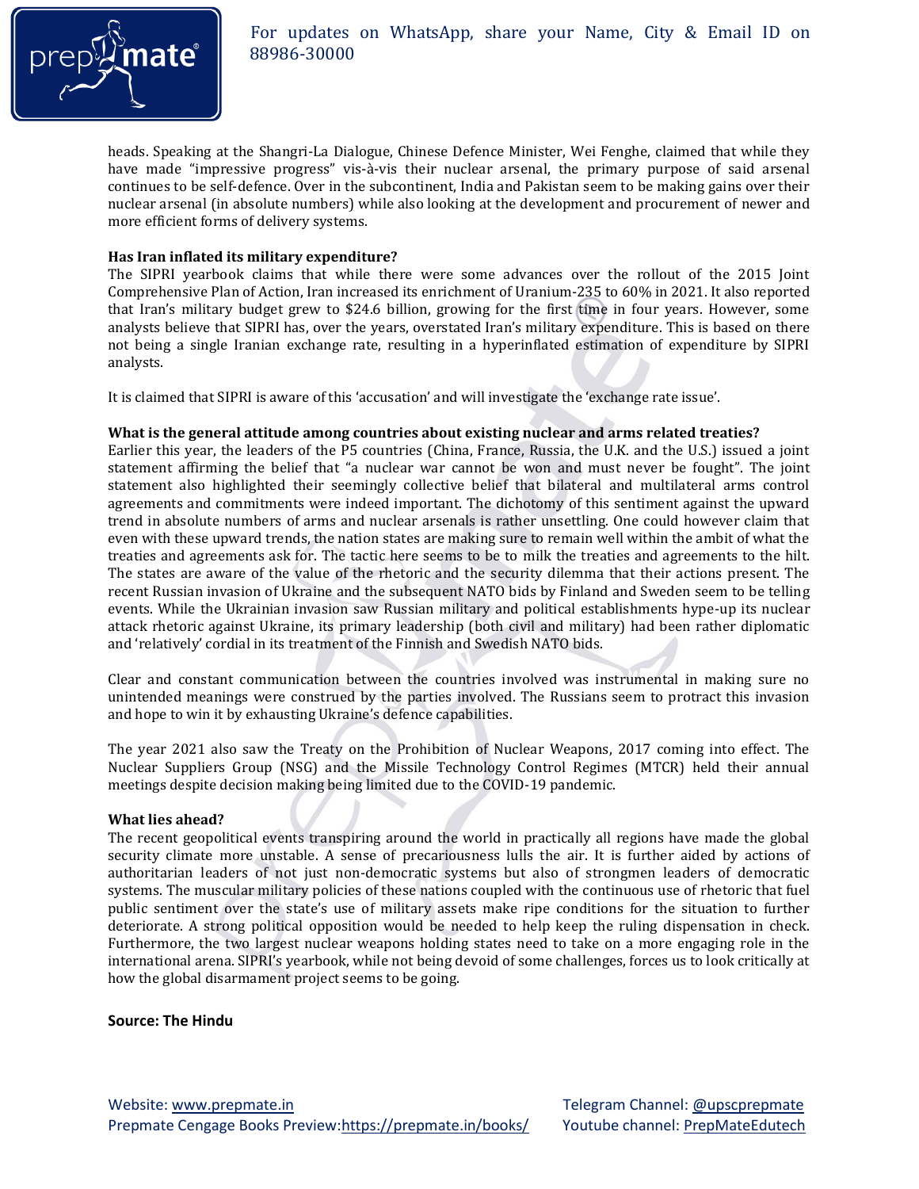heads. Speaking at the Shangri-La Dialogue, Chinese Defence Minister, Wei Fenghe, claimed that while they have made "impressive progress" vis-à-vis their nuclear arsenal, the primary purpose of said arsenal continues to be self-defence. Over in the subcontinent, India and Pakistan seem to be making gains over their nuclear arsenal (in absolute numbers) while also looking at the development and procurement of newer and more efficient forms of delivery systems.

**Has Iran inflated its military expenditure?**

The SIPRI yearbook claims that while there were some advances over the rollout of the 2015 Joint Comprehensive Plan of Action, Iran increased its enrichment of Uranium-235 to 60% in 2021. It also reported that Iran's military budget grew to $24.6 billion, growing for the first time in four years. However, some analysts believe that SIPRI has, over the years, overstated Iran's military expenditure. This is based on there not being a single Iranian exchange rate, resulting in a hyperinflated estimation of expenditure by SIPRI analysts.

It is claimed that SIPRI is aware of this 'accusation' and will investigate the 'exchange rate issue'.

**What is the general attitude among countries about existing nuclear and arms related treaties?**

Earlier this year, the leaders of the P5 countries (China, France, Russia, the U.K. and the U.S.) issued a joint statement affirming the belief that "a nuclear war cannot be won and must never be fought". The joint statement also highlighted their seemingly collective belief that bilateral and multilateral arms control agreements and commitments were indeed important. The dichotomy of this sentiment against the upward trend in absolute numbers of arms and nuclear arsenals is rather unsettling. One could however claim that even with these upward trends, the nation states are making sure to remain well within the ambit of what the treaties and agreements ask for. The tactic here seems to be to milk the treaties and agreements to the hilt. The states are aware of the value of the rhetoric and the security dilemma that their actions present. The recent Russian invasion of Ukraine and the subsequent NATO bids by Finland and Sweden seem to be telling events. While the Ukrainian invasion saw Russian military and political establishments hype-up its nuclear attack rhetoric against Ukraine, its primary leadership (both civil and military) had been rather diplomatic and 'relatively' cordial in its treatment of the Finnish and Swedish NATO bids.

Clear and constant communication between the countries involved was instrumental in making sure no unintended meanings were construed by the parties involved. The Russians seem to protract this invasion and hope to win it by exhausting Ukraine's defence capabilities.

The year 2021 also saw the Treaty on the Prohibition of Nuclear Weapons, 2017 coming into effect. The Nuclear Suppliers Group (NSG) and the Missile Technology Control Regimes (MTCR) held their annual meetings despite decision making being limited due to the COVID-19 pandemic.

**What lies ahead?**

The recent geopolitical events transpiring around the world in practically all regions have made the global security climate more unstable. A sense of precariousness lulls the air. It is further aided by actions of authoritarian leaders of not just non-democratic systems but also of strongmen leaders of democratic systems. The muscular military policies of these nations coupled with the continuous use of rhetoric that fuel public sentiment over the state's use of military assets make ripe conditions for the situation to further deteriorate. A strong political opposition would be needed to help keep the ruling dispensation in check. Furthermore, the two largest nuclear weapons holding states need to take on a more engaging role in the international arena. SIPRI's yearbook, while not being devoid of some challenges, forces us to look critically at how the global disarmament project seems to be going.

**Source: The Hindu**